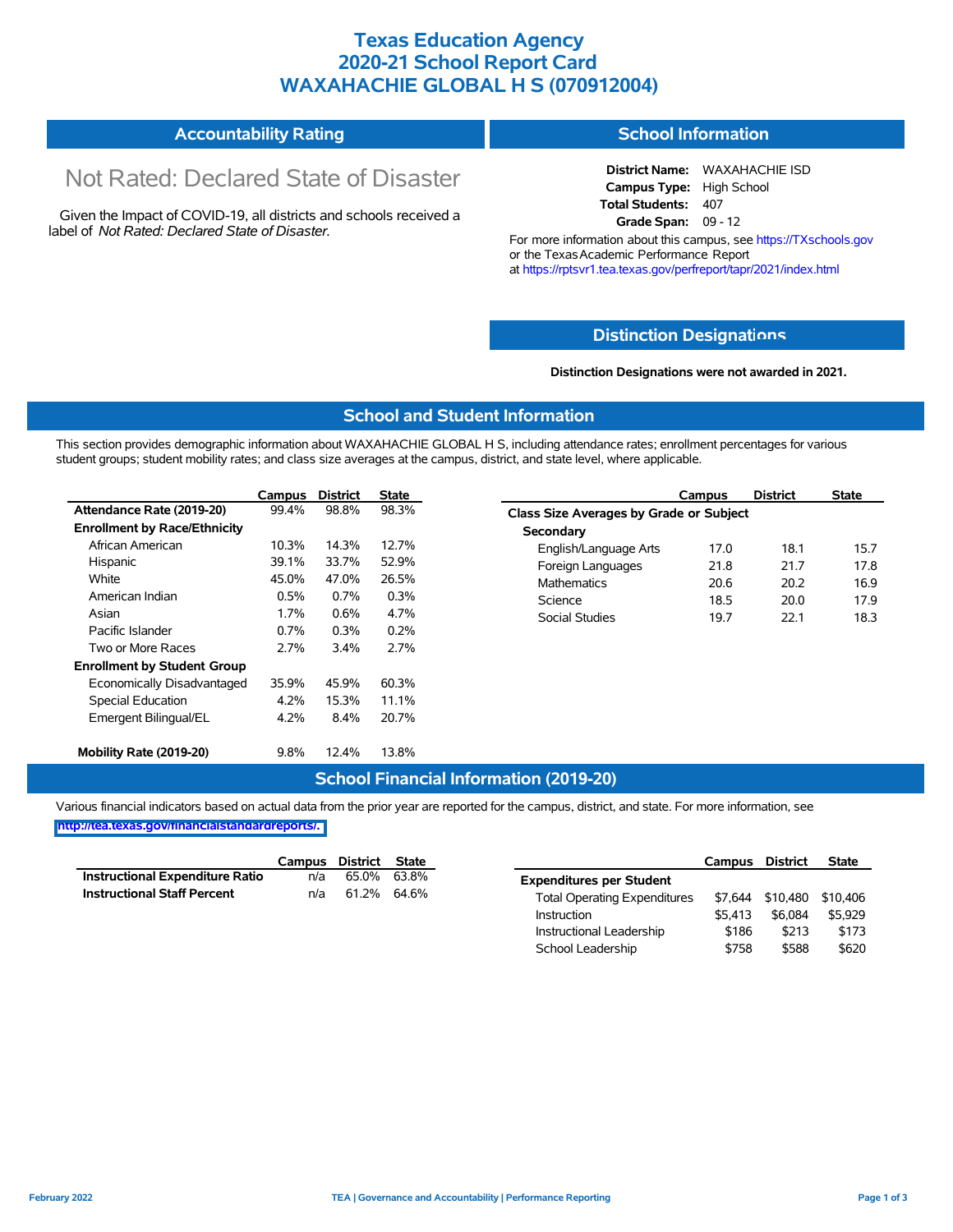# Texas Education Agency
# 2020-21 School Report Card
# WAXAHACHIE GLOBAL H S (070912004)

## Accountability Rating

Not Rated: Declared State of Disaster

Given the Impact of COVID-19, all districts and schools received a label of *Not Rated: Declared State of Disaster*.

## School Information

**District Name:** WAXAHACHIE ISD
**Campus Type:** High School
**Total Students:** 407
**Grade Span:** 09 - 12

For more information about this campus, see https://TXschools.gov or the Texas Academic Performance Report at https://rptsvr1.tea.texas.gov/perfreport/tapr/2021/index.html

## Distinction Designations

**Distinction Designations were not awarded in 2021.**

## School and Student Information

This section provides demographic information about WAXAHACHIE GLOBAL H S, including attendance rates; enrollment percentages for various student groups; student mobility rates; and class size averages at the campus, district, and state level, where applicable.

| | Campus | District | State |
|---|---|---|---|
| **Attendance Rate (2019-20)** | 99.4% | 98.8% | 98.3% |
| **Enrollment by Race/Ethnicity** | | | |
| African American | 10.3% | 14.3% | 12.7% |
| Hispanic | 39.1% | 33.7% | 52.9% |
| White | 45.0% | 47.0% | 26.5% |
| American Indian | 0.5% | 0.7% | 0.3% |
| Asian | 1.7% | 0.6% | 4.7% |
| Pacific Islander | 0.7% | 0.3% | 0.2% |
| Two or More Races | 2.7% | 3.4% | 2.7% |
| **Enrollment by Student Group** | | | |
| Economically Disadvantaged | 35.9% | 45.9% | 60.3% |
| Special Education | 4.2% | 15.3% | 11.1% |
| Emergent Bilingual/EL | 4.2% | 8.4% | 20.7% |
| **Mobility Rate (2019-20)** | 9.8% | 12.4% | 13.8% |

| | Campus | District | State |
|---|---|---|---|
| **Class Size Averages by Grade or Subject** | | | |
| **Secondary** | | | |
| English/Language Arts | 17.0 | 18.1 | 15.7 |
| Foreign Languages | 21.8 | 21.7 | 17.8 |
| Mathematics | 20.6 | 20.2 | 16.9 |
| Science | 18.5 | 20.0 | 17.9 |
| Social Studies | 19.7 | 22.1 | 18.3 |

## School Financial Information (2019-20)

Various financial indicators based on actual data from the prior year are reported for the campus, district, and state. For more information, see http://tea.texas.gov/financialstandardreports/.

| | Campus | District | State |
|---|---|---|---|
| **Instructional Expenditure Ratio** | n/a | 65.0% | 63.8% |
| **Instructional Staff Percent** | n/a | 61.2% | 64.6% |

| | Campus | District | State |
|---|---|---|---|
| **Expenditures per Student** | | | |
| Total Operating Expenditures | $7,644 | $10,480 | $10,406 |
| Instruction | $5,413 | $6,084 | $5,929 |
| Instructional Leadership | $186 | $213 | $173 |
| School Leadership | $758 | $588 | $620 |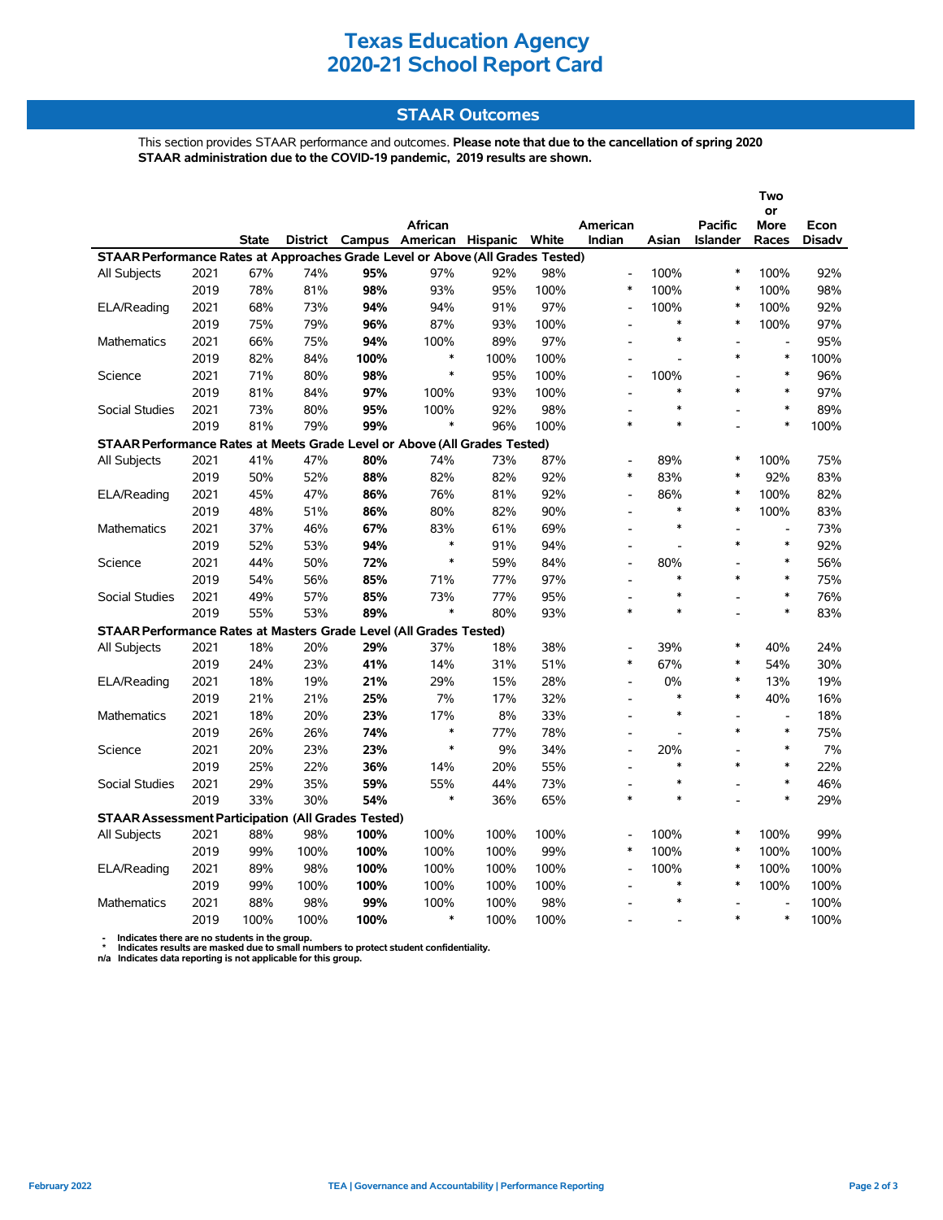# Texas Education Agency
# 2020-21 School Report Card

## STAAR Outcomes

This section provides STAAR performance and outcomes. **Please note that due to the cancellation of spring 2020 STAAR administration due to the COVID-19 pandemic, 2019 results are shown.**

| | | State | District | Campus | African American | Hispanic | White | American Indian | Asian | Pacific Islander | Two or More Races | Econ Disadv |
|---|---|---|---|---|---|---|---|---|---|---|---|---|
| **STAAR Performance Rates at Approaches Grade Level or Above (All Grades Tested)** | | | | | | | | | | | | |
| All Subjects | 2021 | 67% | 74% | **95%** | 97% | 92% | 98% | - | 100% | * | 100% | 92% |
| | 2019 | 78% | 81% | **98%** | 93% | 95% | 100% | * | 100% | * | 100% | 98% |
| ELA/Reading | 2021 | 68% | 73% | **94%** | 94% | 91% | 97% | - | 100% | * | 100% | 92% |
| | 2019 | 75% | 79% | **96%** | 87% | 93% | 100% | - | * | * | 100% | 97% |
| Mathematics | 2021 | 66% | 75% | **94%** | 100% | 89% | 97% | - | * | - | - | 95% |
| | 2019 | 82% | 84% | **100%** | * | 100% | 100% | - | - | * | * | 100% |
| Science | 2021 | 71% | 80% | **98%** | * | 95% | 100% | - | 100% | - | * | 96% |
| | 2019 | 81% | 84% | **97%** | 100% | 93% | 100% | - | * | * | * | 97% |
| Social Studies | 2021 | 73% | 80% | **95%** | 100% | 92% | 98% | - | * | - | * | 89% |
| | 2019 | 81% | 79% | **99%** | * | 96% | 100% | * | * | - | * | 100% |
| **STAAR Performance Rates at Meets Grade Level or Above (All Grades Tested)** | | | | | | | | | | | | |
| All Subjects | 2021 | 41% | 47% | **80%** | 74% | 73% | 87% | - | 89% | * | 100% | 75% |
| | 2019 | 50% | 52% | **88%** | 82% | 82% | 92% | * | 83% | * | 92% | 83% |
| ELA/Reading | 2021 | 45% | 47% | **86%** | 76% | 81% | 92% | - | 86% | * | 100% | 82% |
| | 2019 | 48% | 51% | **86%** | 80% | 82% | 90% | - | * | * | 100% | 83% |
| Mathematics | 2021 | 37% | 46% | **67%** | 83% | 61% | 69% | - | * | - | - | 73% |
| | 2019 | 52% | 53% | **94%** | * | 91% | 94% | - | - | * | * | 92% |
| Science | 2021 | 44% | 50% | **72%** | * | 59% | 84% | - | 80% | - | * | 56% |
| | 2019 | 54% | 56% | **85%** | 71% | 77% | 97% | - | * | * | * | 75% |
| Social Studies | 2021 | 49% | 57% | **85%** | 73% | 77% | 95% | - | * | - | * | 76% |
| | 2019 | 55% | 53% | **89%** | * | 80% | 93% | * | * | - | * | 83% |
| **STAAR Performance Rates at Masters Grade Level (All Grades Tested)** | | | | | | | | | | | | |
| All Subjects | 2021 | 18% | 20% | **29%** | 37% | 18% | 38% | - | 39% | * | 40% | 24% |
| | 2019 | 24% | 23% | **41%** | 14% | 31% | 51% | * | 67% | * | 54% | 30% |
| ELA/Reading | 2021 | 18% | 19% | **21%** | 29% | 15% | 28% | - | 0% | * | 13% | 19% |
| | 2019 | 21% | 21% | **25%** | 7% | 17% | 32% | - | * | * | 40% | 16% |
| Mathematics | 2021 | 18% | 20% | **23%** | 17% | 8% | 33% | - | * | - | - | 18% |
| | 2019 | 26% | 26% | **74%** | * | 77% | 78% | - | - | * | * | 75% |
| Science | 2021 | 20% | 23% | **23%** | * | 9% | 34% | - | 20% | - | * | 7% |
| | 2019 | 25% | 22% | **36%** | 14% | 20% | 55% | - | * | * | * | 22% |
| Social Studies | 2021 | 29% | 35% | **59%** | 55% | 44% | 73% | - | * | - | * | 46% |
| | 2019 | 33% | 30% | **54%** | * | 36% | 65% | * | * | - | * | 29% |
| **STAAR Assessment Participation (All Grades Tested)** | | | | | | | | | | | | |
| All Subjects | 2021 | 88% | 98% | **100%** | 100% | 100% | 100% | - | 100% | * | 100% | 99% |
| | 2019 | 99% | 100% | **100%** | 100% | 100% | 99% | * | 100% | * | 100% | 100% |
| ELA/Reading | 2021 | 89% | 98% | **100%** | 100% | 100% | 100% | - | 100% | * | 100% | 100% |
| | 2019 | 99% | 100% | **100%** | 100% | 100% | 100% | - | * | * | 100% | 100% |
| Mathematics | 2021 | 88% | 98% | **99%** | 100% | 100% | 98% | - | * | - | - | 100% |
| | 2019 | 100% | 100% | **100%** | * | 100% | 100% | - | - | * | * | 100% |

- Indicates there are no students in the group.
* Indicates results are masked due to small numbers to protect student confidentiality.
n/a Indicates data reporting is not applicable for this group.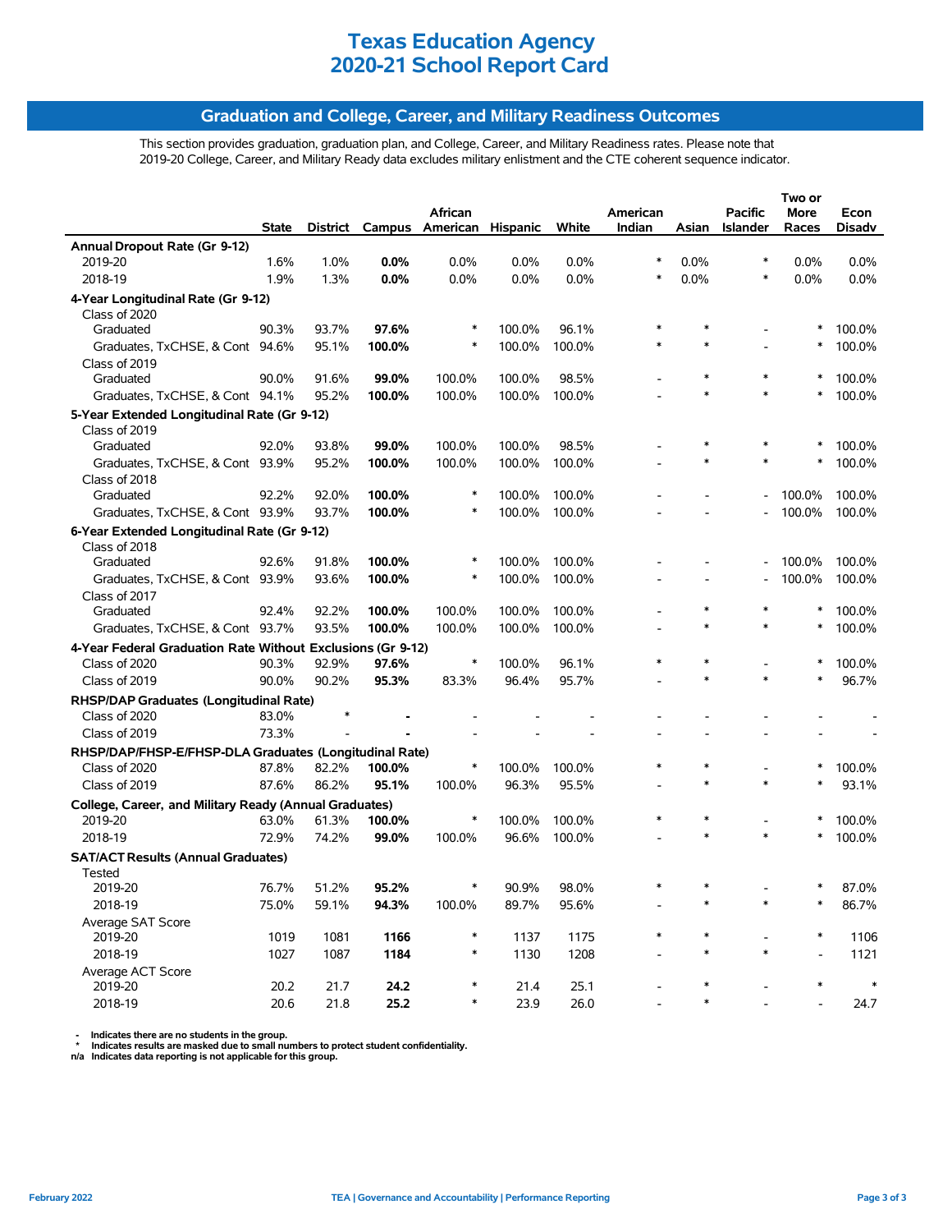# Texas Education Agency
# 2020-21 School Report Card

## Graduation and College, Career, and Military Readiness Outcomes

This section provides graduation, graduation plan, and College, Career, and Military Readiness rates. Please note that 2019-20 College, Career, and Military Ready data excludes military enlistment and the CTE coherent sequence indicator.

| | State | District | Campus | African American | Hispanic | White | American Indian | Asian | Pacific Islander | Two or More Races | Econ Disadv |
|---|---|---|---|---|---|---|---|---|---|---|---|
| **Annual Dropout Rate (Gr 9-12)** | | | | | | | | | | | |
| 2019-20 | 1.6% | 1.0% | **0.0%** | 0.0% | 0.0% | 0.0% | * | 0.0% | * | 0.0% | 0.0% |
| 2018-19 | 1.9% | 1.3% | **0.0%** | 0.0% | 0.0% | 0.0% | * | 0.0% | * | 0.0% | 0.0% |
| **4-Year Longitudinal Rate (Gr 9-12)** | | | | | | | | | | | |
| Class of 2020 | | | | | | | | | | | |
| Graduated | 90.3% | 93.7% | **97.6%** | * | 100.0% | 96.1% | * | * | - | * | 100.0% |
| Graduates, TxCHSE, & Cont | 94.6% | 95.1% | **100.0%** | * | 100.0% | 100.0% | * | * | - | * | 100.0% |
| Class of 2019 | | | | | | | | | | | |
| Graduated | 90.0% | 91.6% | **99.0%** | 100.0% | 100.0% | 98.5% | - | * | * | * | 100.0% |
| Graduates, TxCHSE, & Cont | 94.1% | 95.2% | **100.0%** | 100.0% | 100.0% | 100.0% | - | * | * | * | 100.0% |
| **5-Year Extended Longitudinal Rate (Gr 9-12)** | | | | | | | | | | | |
| Class of 2019 | | | | | | | | | | | |
| Graduated | 92.0% | 93.8% | **99.0%** | 100.0% | 100.0% | 98.5% | - | * | * | * | 100.0% |
| Graduates, TxCHSE, & Cont | 93.9% | 95.2% | **100.0%** | 100.0% | 100.0% | 100.0% | - | * | * | * | 100.0% |
| Class of 2018 | | | | | | | | | | | |
| Graduated | 92.2% | 92.0% | **100.0%** | * | 100.0% | 100.0% | - | - | - | 100.0% | 100.0% |
| Graduates, TxCHSE, & Cont | 93.9% | 93.7% | **100.0%** | * | 100.0% | 100.0% | - | - | - | 100.0% | 100.0% |
| **6-Year Extended Longitudinal Rate (Gr 9-12)** | | | | | | | | | | | |
| Class of 2018 | | | | | | | | | | | |
| Graduated | 92.6% | 91.8% | **100.0%** | * | 100.0% | 100.0% | - | - | - | 100.0% | 100.0% |
| Graduates, TxCHSE, & Cont | 93.9% | 93.6% | **100.0%** | * | 100.0% | 100.0% | - | - | - | 100.0% | 100.0% |
| Class of 2017 | | | | | | | | | | | |
| Graduated | 92.4% | 92.2% | **100.0%** | 100.0% | 100.0% | 100.0% | - | * | * | * | 100.0% |
| Graduates, TxCHSE, & Cont | 93.7% | 93.5% | **100.0%** | 100.0% | 100.0% | 100.0% | - | * | * | * | 100.0% |
| **4-Year Federal Graduation Rate Without Exclusions (Gr 9-12)** | | | | | | | | | | | |
| Class of 2020 | 90.3% | 92.9% | **97.6%** | * | 100.0% | 96.1% | * | * | - | * | 100.0% |
| Class of 2019 | 90.0% | 90.2% | **95.3%** | 83.3% | 96.4% | 95.7% | - | * | * | * | 96.7% |
| **RHSP/DAP Graduates (Longitudinal Rate)** | | | | | | | | | | | |
| Class of 2020 | 83.0% | * | **-** | - | - | - | - | - | - | - | - |
| Class of 2019 | 73.3% | - | **-** | - | - | - | - | - | - | - | - |
| **RHSP/DAP/FHSP-E/FHSP-DLA Graduates (Longitudinal Rate)** | | | | | | | | | | | |
| Class of 2020 | 87.8% | 82.2% | **100.0%** | * | 100.0% | 100.0% | * | * | - | * | 100.0% |
| Class of 2019 | 87.6% | 86.2% | **95.1%** | 100.0% | 96.3% | 95.5% | - | * | * | * | 93.1% |
| **College, Career, and Military Ready (Annual Graduates)** | | | | | | | | | | | |
| 2019-20 | 63.0% | 61.3% | **100.0%** | * | 100.0% | 100.0% | * | * | - | * | 100.0% |
| 2018-19 | 72.9% | 74.2% | **99.0%** | 100.0% | 96.6% | 100.0% | - | * | * | * | 100.0% |
| **SAT/ACT Results (Annual Graduates)** | | | | | | | | | | | |
| Tested | | | | | | | | | | | |
| 2019-20 | 76.7% | 51.2% | **95.2%** | * | 90.9% | 98.0% | * | * | - | * | 87.0% |
| 2018-19 | 75.0% | 59.1% | **94.3%** | 100.0% | 89.7% | 95.6% | - | * | * | * | 86.7% |
| Average SAT Score | | | | | | | | | | | |
| 2019-20 | 1019 | 1081 | **1166** | * | 1137 | 1175 | * | * | - | * | 1106 |
| 2018-19 | 1027 | 1087 | **1184** | * | 1130 | 1208 | - | * | * | - | 1121 |
| Average ACT Score | | | | | | | | | | | |
| 2019-20 | 20.2 | 21.7 | **24.2** | * | 21.4 | 25.1 | - | * | - | * | * |
| 2018-19 | 20.6 | 21.8 | **25.2** | * | 23.9 | 26.0 | - | * | - | - | 24.7 |

**- Indicates there are no students in the group.**
**\* Indicates results are masked due to small numbers to protect student confidentiality.**
**n/a Indicates data reporting is not applicable for this group.**